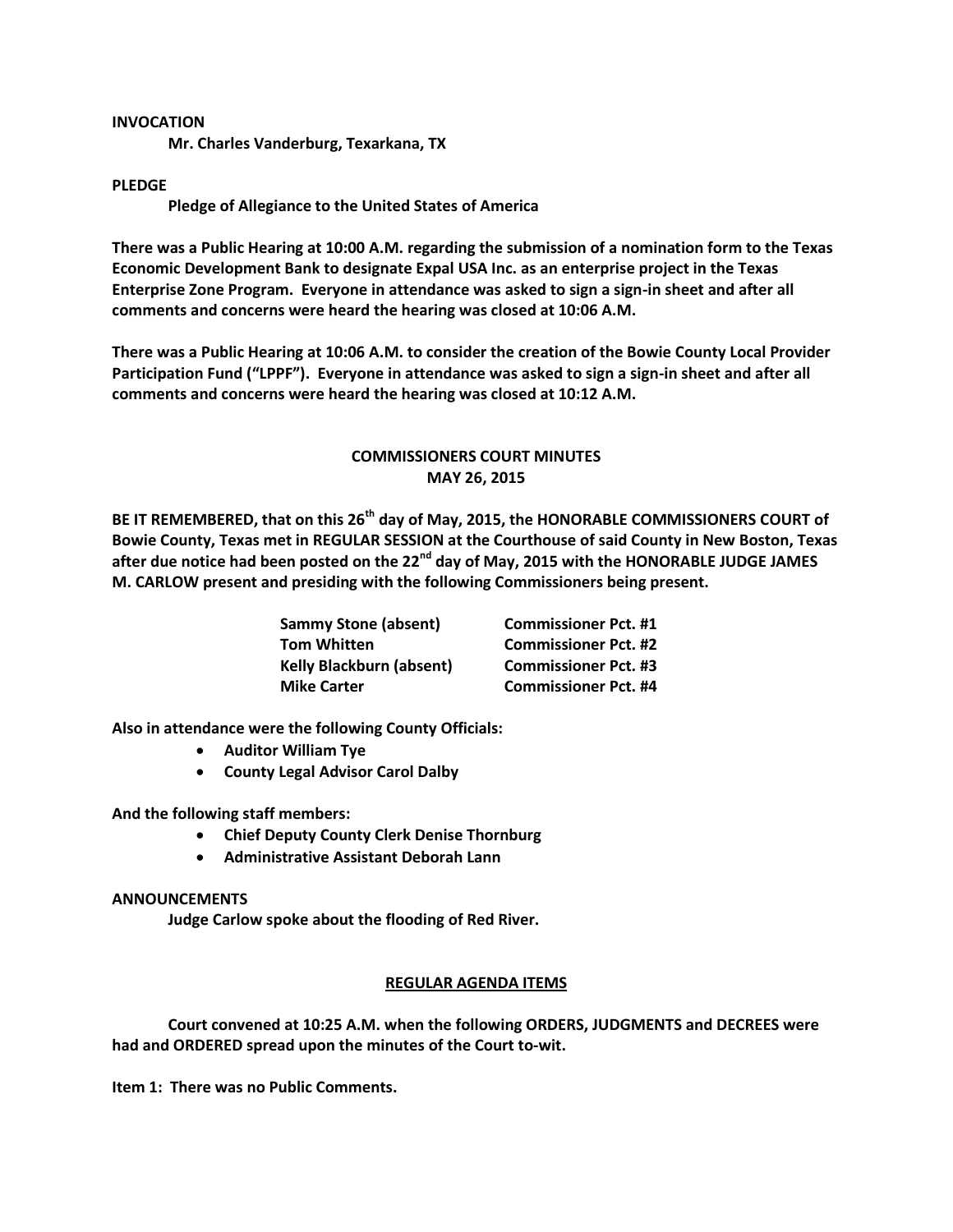**INVOCATION**

**Mr. Charles Vanderburg, Texarkana, TX**

**PLEDGE**

**Pledge of Allegiance to the United States of America**

**There was a Public Hearing at 10:00 A.M. regarding the submission of a nomination form to the Texas Economic Development Bank to designate Expal USA Inc. as an enterprise project in the Texas Enterprise Zone Program. Everyone in attendance was asked to sign a sign-in sheet and after all comments and concerns were heard the hearing was closed at 10:06 A.M.**

**There was a Public Hearing at 10:06 A.M. to consider the creation of the Bowie County Local Provider Participation Fund ("LPPF"). Everyone in attendance was asked to sign a sign-in sheet and after all comments and concerns were heard the hearing was closed at 10:12 A.M.**

## COMMISSIONERS COURT MINUTES
## MAY 26, 2015

**BE IT REMEMBERED, that on this 26th day of May, 2015, the HONORABLE COMMISSIONERS COURT of Bowie County, Texas met in REGULAR SESSION at the Courthouse of said County in New Boston, Texas after due notice had been posted on the 22nd day of May, 2015 with the HONORABLE JUDGE JAMES M. CARLOW present and presiding with the following Commissioners being present.**

| | |
|---|---|
| **Sammy Stone (absent)** | **Commissioner Pct. #1** |
| **Tom Whitten** | **Commissioner Pct. #2** |
| **Kelly Blackburn (absent)** | **Commissioner Pct. #3** |
| **Mike Carter** | **Commissioner Pct. #4** |

**Also in attendance were the following County Officials:**

- **Auditor William Tye**
- **County Legal Advisor Carol Dalby**

**And the following staff members:**

- **Chief Deputy County Clerk Denise Thornburg**
- **Administrative Assistant Deborah Lann**

**ANNOUNCEMENTS**

**Judge Carlow spoke about the flooding of Red River.**

**REGULAR AGENDA ITEMS**

**Court convened at 10:25 A.M. when the following ORDERS, JUDGMENTS and DECREES were had and ORDERED spread upon the minutes of the Court to-wit.**

**Item 1: There was no Public Comments.**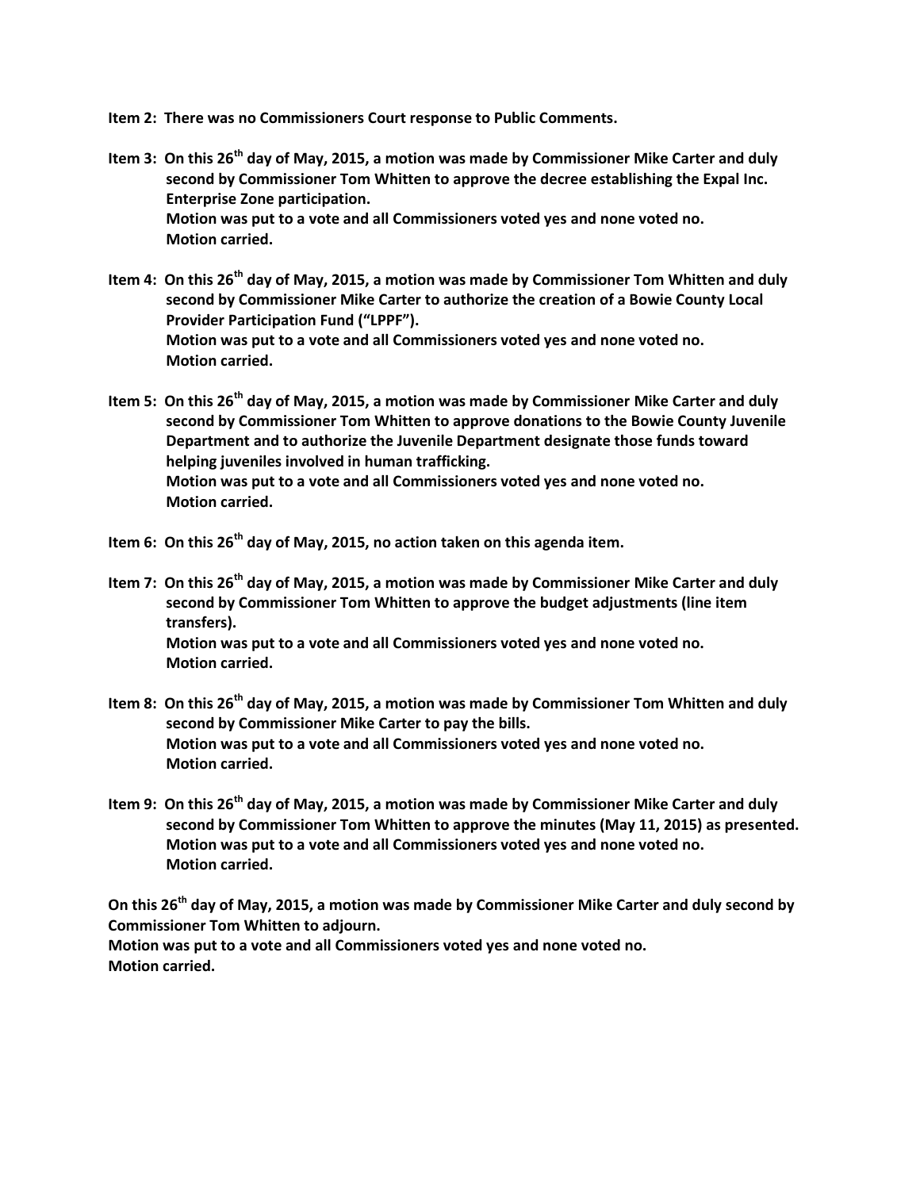**Item 2: There was no Commissioners Court response to Public Comments.**

**Item 3: On this 26th day of May, 2015, a motion was made by Commissioner Mike Carter and duly second by Commissioner Tom Whitten to approve the decree establishing the Expal Inc. Enterprise Zone participation.**
**Motion was put to a vote and all Commissioners voted yes and none voted no.**
**Motion carried.**

**Item 4: On this 26th day of May, 2015, a motion was made by Commissioner Tom Whitten and duly second by Commissioner Mike Carter to authorize the creation of a Bowie County Local Provider Participation Fund ("LPPF").**
**Motion was put to a vote and all Commissioners voted yes and none voted no.**
**Motion carried.**

**Item 5: On this 26th day of May, 2015, a motion was made by Commissioner Mike Carter and duly second by Commissioner Tom Whitten to approve donations to the Bowie County Juvenile Department and to authorize the Juvenile Department designate those funds toward helping juveniles involved in human trafficking.**
**Motion was put to a vote and all Commissioners voted yes and none voted no.**
**Motion carried.**

**Item 6: On this 26th day of May, 2015, no action taken on this agenda item.**

**Item 7: On this 26th day of May, 2015, a motion was made by Commissioner Mike Carter and duly second by Commissioner Tom Whitten to approve the budget adjustments (line item transfers).**
**Motion was put to a vote and all Commissioners voted yes and none voted no.**
**Motion carried.**

**Item 8: On this 26th day of May, 2015, a motion was made by Commissioner Tom Whitten and duly second by Commissioner Mike Carter to pay the bills.**
**Motion was put to a vote and all Commissioners voted yes and none voted no.**
**Motion carried.**

**Item 9: On this 26th day of May, 2015, a motion was made by Commissioner Mike Carter and duly second by Commissioner Tom Whitten to approve the minutes (May 11, 2015) as presented.**
**Motion was put to a vote and all Commissioners voted yes and none voted no.**
**Motion carried.**

**On this 26th day of May, 2015, a motion was made by Commissioner Mike Carter and duly second by Commissioner Tom Whitten to adjourn.**
**Motion was put to a vote and all Commissioners voted yes and none voted no.**
**Motion carried.**